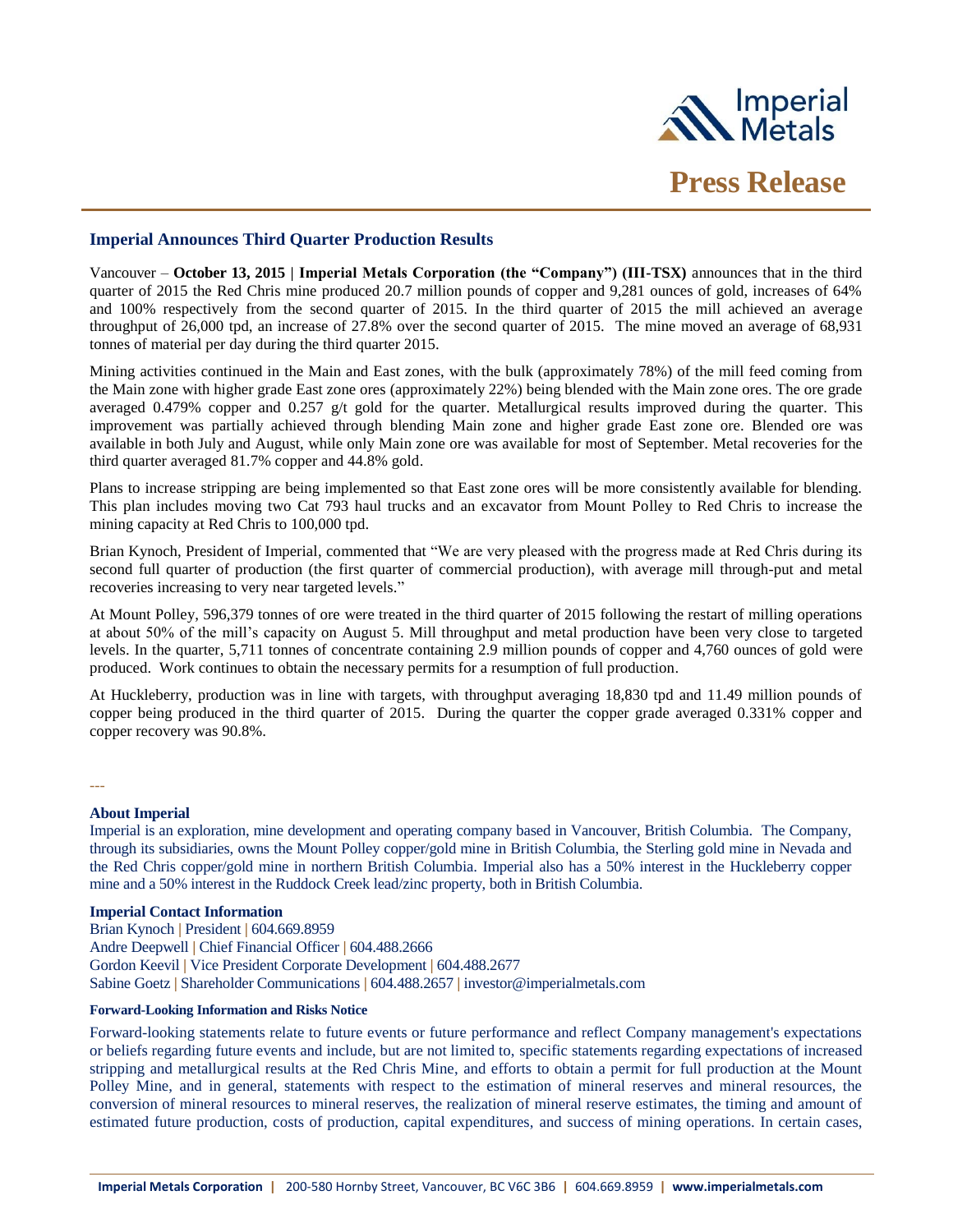# Press Release

## Imperial Announces Third Quarter Production Results

Vancouver – **October 13, 2015 | Imperial Metals Corporation (the "Company") (III-TSX)** announces that in the third quarter of 2015 the Red Chris mine produced 20.7 million pounds of copper and 9,281 ounces of gold, increases of 64% and 100% respectively from the second quarter of 2015. In the third quarter of 2015 the mill achieved an average throughput of 26,000 tpd, an increase of 27.8% over the second quarter of 2015. The mine moved an average of 68,931 tonnes of material per day during the third quarter 2015.

Mining activities continued in the Main and East zones, with the bulk (approximately 78%) of the mill feed coming from the Main zone with higher grade East zone ores (approximately 22%) being blended with the Main zone ores. The ore grade averaged 0.479% copper and 0.257 g/t gold for the quarter. Metallurgical results improved during the quarter. This improvement was partially achieved through blending Main zone and higher grade East zone ore. Blended ore was available in both July and August, while only Main zone ore was available for most of September. Metal recoveries for the third quarter averaged 81.7% copper and 44.8% gold.

Plans to increase stripping are being implemented so that East zone ores will be more consistently available for blending. This plan includes moving two Cat 793 haul trucks and an excavator from Mount Polley to Red Chris to increase the mining capacity at Red Chris to 100,000 tpd.

Brian Kynoch, President of Imperial, commented that "We are very pleased with the progress made at Red Chris during its second full quarter of production (the first quarter of commercial production), with average mill through-put and metal recoveries increasing to very near targeted levels."

At Mount Polley, 596,379 tonnes of ore were treated in the third quarter of 2015 following the restart of milling operations at about 50% of the mill's capacity on August 5. Mill throughput and metal production have been very close to targeted levels. In the quarter, 5,711 tonnes of concentrate containing 2.9 million pounds of copper and 4,760 ounces of gold were produced. Work continues to obtain the necessary permits for a resumption of full production.

At Huckleberry, production was in line with targets, with throughput averaging 18,830 tpd and 11.49 million pounds of copper being produced in the third quarter of 2015. During the quarter the copper grade averaged 0.331% copper and copper recovery was 90.8%.

---

**About Imperial**

Imperial is an exploration, mine development and operating company based in Vancouver, British Columbia. The Company, through its subsidiaries, owns the Mount Polley copper/gold mine in British Columbia, the Sterling gold mine in Nevada and the Red Chris copper/gold mine in northern British Columbia. Imperial also has a 50% interest in the Huckleberry copper mine and a 50% interest in the Ruddock Creek lead/zinc property, both in British Columbia.

**Imperial Contact Information**

Brian Kynoch | President | 604.669.8959
Andre Deepwell | Chief Financial Officer | 604.488.2666
Gordon Keevil | Vice President Corporate Development | 604.488.2677
Sabine Goetz | Shareholder Communications | 604.488.2657 | investor@imperialmetals.com

**Forward-Looking Information and Risks Notice**

Forward-looking statements relate to future events or future performance and reflect Company management's expectations or beliefs regarding future events and include, but are not limited to, specific statements regarding expectations of increased stripping and metallurgical results at the Red Chris Mine, and efforts to obtain a permit for full production at the Mount Polley Mine, and in general, statements with respect to the estimation of mineral reserves and mineral resources, the conversion of mineral resources to mineral reserves, the realization of mineral reserve estimates, the timing and amount of estimated future production, costs of production, capital expenditures, and success of mining operations. In certain cases,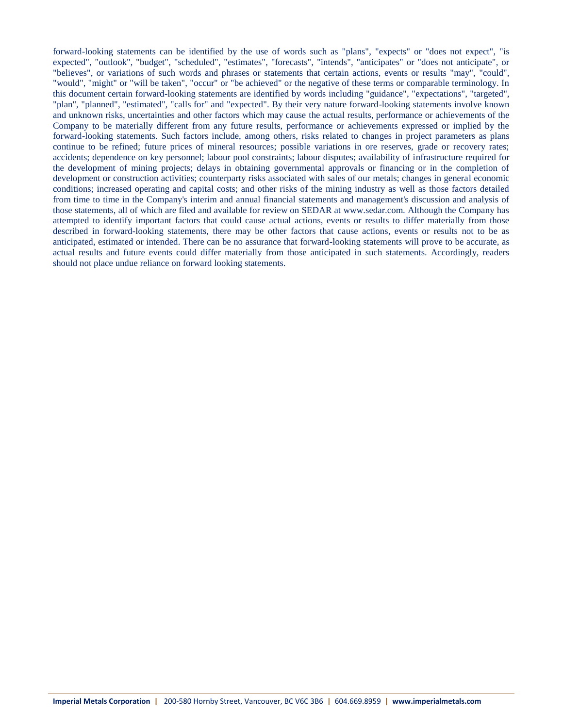forward-looking statements can be identified by the use of words such as "plans", "expects" or "does not expect", "is expected", "outlook", "budget", "scheduled", "estimates", "forecasts", "intends", "anticipates" or "does not anticipate", or "believes", or variations of such words and phrases or statements that certain actions, events or results "may", "could", "would", "might" or "will be taken", "occur" or "be achieved" or the negative of these terms or comparable terminology. In this document certain forward-looking statements are identified by words including "guidance", "expectations", "targeted", "plan", "planned", "estimated", "calls for" and "expected". By their very nature forward-looking statements involve known and unknown risks, uncertainties and other factors which may cause the actual results, performance or achievements of the Company to be materially different from any future results, performance or achievements expressed or implied by the forward-looking statements. Such factors include, among others, risks related to changes in project parameters as plans continue to be refined; future prices of mineral resources; possible variations in ore reserves, grade or recovery rates; accidents; dependence on key personnel; labour pool constraints; labour disputes; availability of infrastructure required for the development of mining projects; delays in obtaining governmental approvals or financing or in the completion of development or construction activities; counterparty risks associated with sales of our metals; changes in general economic conditions; increased operating and capital costs; and other risks of the mining industry as well as those factors detailed from time to time in the Company's interim and annual financial statements and management's discussion and analysis of those statements, all of which are filed and available for review on SEDAR at www.sedar.com. Although the Company has attempted to identify important factors that could cause actual actions, events or results to differ materially from those described in forward-looking statements, there may be other factors that cause actions, events or results not to be as anticipated, estimated or intended. There can be no assurance that forward-looking statements will prove to be accurate, as actual results and future events could differ materially from those anticipated in such statements. Accordingly, readers should not place undue reliance on forward looking statements.